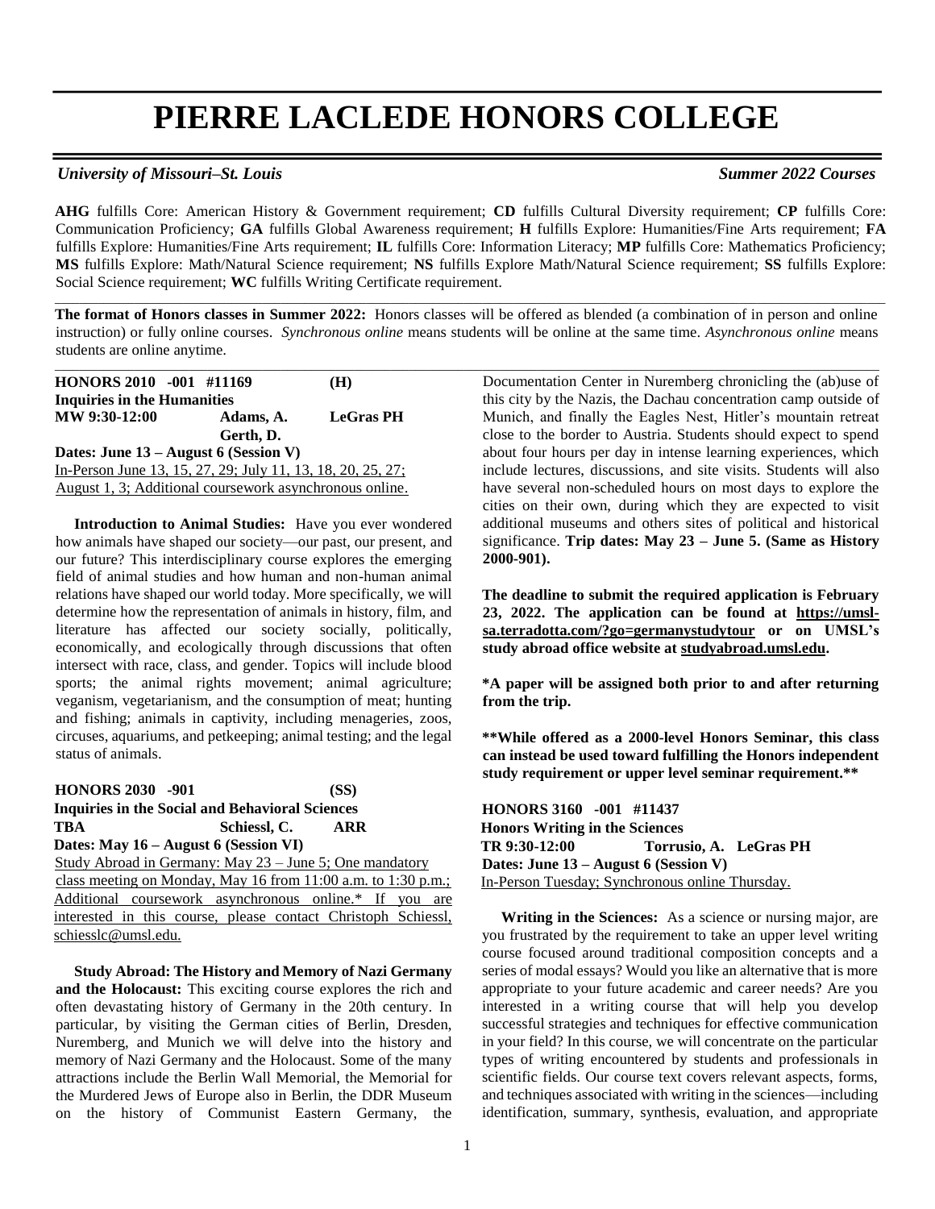# PIERRE LACLEDE HONORS COLLEGE

*University of Missouri–St. Louis* *Summer 2022 Courses*

**AHG** fulfills Core: American History & Government requirement; **CD** fulfills Cultural Diversity requirement; **CP** fulfills Core: Communication Proficiency; **GA** fulfills Global Awareness requirement; **H** fulfills Explore: Humanities/Fine Arts requirement; **FA** fulfills Explore: Humanities/Fine Arts requirement; **IL** fulfills Core: Information Literacy; **MP** fulfills Core: Mathematics Proficiency; **MS** fulfills Explore: Math/Natural Science requirement; **NS** fulfills Explore Math/Natural Science requirement; **SS** fulfills Explore: Social Science requirement; **WC** fulfills Writing Certificate requirement.

**The format of Honors classes in Summer 2022:** Honors classes will be offered as blended (a combination of in person and online instruction) or fully online courses. *Synchronous online* means students will be online at the same time. *Asynchronous online* means students are online anytime.

**HONORS 2010 -001 #11169 (H)**
**Inquiries in the Humanities**
**MW 9:30-12:00 Adams, A. LeGras PH**
**Gerth, D.**
**Dates: June 13 – August 6 (Session V)**
In-Person June 13, 15, 27, 29; July 11, 13, 18, 20, 25, 27; August 1, 3; Additional coursework asynchronous online.

**Introduction to Animal Studies:** Have you ever wondered how animals have shaped our society—our past, our present, and our future? This interdisciplinary course explores the emerging field of animal studies and how human and non-human animal relations have shaped our world today. More specifically, we will determine how the representation of animals in history, film, and literature has affected our society socially, politically, economically, and ecologically through discussions that often intersect with race, class, and gender. Topics will include blood sports; the animal rights movement; animal agriculture; veganism, vegetarianism, and the consumption of meat; hunting and fishing; animals in captivity, including menageries, zoos, circuses, aquariums, and petkeeping; animal testing; and the legal status of animals.

**HONORS 2030 -901 (SS)**
**Inquiries in the Social and Behavioral Sciences**
**TBA Schiessl, C. ARR**
**Dates: May 16 – August 6 (Session VI)**
Study Abroad in Germany: May 23 – June 5; One mandatory class meeting on Monday, May 16 from 11:00 a.m. to 1:30 p.m.; Additional coursework asynchronous online.* If you are interested in this course, please contact Christoph Schiessl, schiesslc@umsl.edu.

**Study Abroad: The History and Memory of Nazi Germany and the Holocaust:** This exciting course explores the rich and often devastating history of Germany in the 20th century. In particular, by visiting the German cities of Berlin, Dresden, Nuremberg, and Munich we will delve into the history and memory of Nazi Germany and the Holocaust. Some of the many attractions include the Berlin Wall Memorial, the Memorial for the Murdered Jews of Europe also in Berlin, the DDR Museum on the history of Communist Eastern Germany, the Documentation Center in Nuremberg chronicling the (ab)use of this city by the Nazis, the Dachau concentration camp outside of Munich, and finally the Eagles Nest, Hitler's mountain retreat close to the border to Austria. Students should expect to spend about four hours per day in intense learning experiences, which include lectures, discussions, and site visits. Students will also have several non-scheduled hours on most days to explore the cities on their own, during which they are expected to visit additional museums and others sites of political and historical significance. **Trip dates: May 23 – June 5. (Same as History 2000-901).**

**The deadline to submit the required application is February 23, 2022. The application can be found at https://umsl-sa.terradotta.com/?go=germanystudytour or on UMSL's study abroad office website at studyabroad.umsl.edu.**

***A paper will be assigned both prior to and after returning from the trip.**

****While offered as a 2000-level Honors Seminar, this class can instead be used toward fulfilling the Honors independent study requirement or upper level seminar requirement.****

**HONORS 3160 -001 #11437**
**Honors Writing in the Sciences**
**TR 9:30-12:00 Torrusio, A. LeGras PH**
**Dates: June 13 – August 6 (Session V)**
In-Person Tuesday; Synchronous online Thursday.

**Writing in the Sciences:** As a science or nursing major, are you frustrated by the requirement to take an upper level writing course focused around traditional composition concepts and a series of modal essays? Would you like an alternative that is more appropriate to your future academic and career needs? Are you interested in a writing course that will help you develop successful strategies and techniques for effective communication in your field? In this course, we will concentrate on the particular types of writing encountered by students and professionals in scientific fields. Our course text covers relevant aspects, forms, and techniques associated with writing in the sciences—including identification, summary, synthesis, evaluation, and appropriate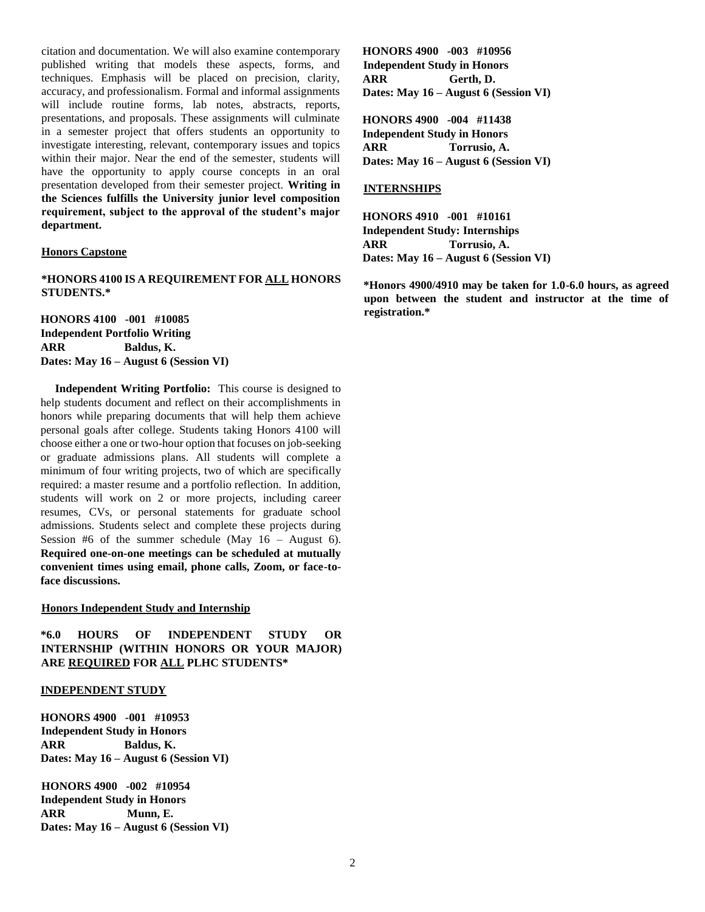citation and documentation. We will also examine contemporary published writing that models these aspects, forms, and techniques. Emphasis will be placed on precision, clarity, accuracy, and professionalism. Formal and informal assignments will include routine forms, lab notes, abstracts, reports, presentations, and proposals. These assignments will culminate in a semester project that offers students an opportunity to investigate interesting, relevant, contemporary issues and topics within their major. Near the end of the semester, students will have the opportunity to apply course concepts in an oral presentation developed from their semester project. **Writing in the Sciences fulfills the University junior level composition requirement, subject to the approval of the student's major department.**

## Honors Capstone

**\*HONORS 4100 IS A REQUIREMENT FOR ALL HONORS STUDENTS.\***

**HONORS 4100 -001 #10085**
**Independent Portfolio Writing**
**ARR Baldus, K.**
**Dates: May 16 – August 6 (Session VI)**

**Independent Writing Portfolio:** This course is designed to help students document and reflect on their accomplishments in honors while preparing documents that will help them achieve personal goals after college. Students taking Honors 4100 will choose either a one or two-hour option that focuses on job-seeking or graduate admissions plans. All students will complete a minimum of four writing projects, two of which are specifically required: a master resume and a portfolio reflection. In addition, students will work on 2 or more projects, including career resumes, CVs, or personal statements for graduate school admissions. Students select and complete these projects during Session #6 of the summer schedule (May 16 – August 6). **Required one-on-one meetings can be scheduled at mutually convenient times using email, phone calls, Zoom, or face-to-face discussions.**

## Honors Independent Study and Internship

**\*6.0 HOURS OF INDEPENDENT STUDY OR INTERNSHIP (WITHIN HONORS OR YOUR MAJOR) ARE REQUIRED FOR ALL PLHC STUDENTS\***

### INDEPENDENT STUDY

**HONORS 4900 -001 #10953**
**Independent Study in Honors**
**ARR Baldus, K.**
**Dates: May 16 – August 6 (Session VI)**

**HONORS 4900 -002 #10954**
**Independent Study in Honors**
**ARR Munn, E.**
**Dates: May 16 – August 6 (Session VI)**

**HONORS 4900 -003 #10956**
**Independent Study in Honors**
**ARR Gerth, D.**
**Dates: May 16 – August 6 (Session VI)**

**HONORS 4900 -004 #11438**
**Independent Study in Honors**
**ARR Torrusio, A.**
**Dates: May 16 – August 6 (Session VI)**

### INTERNSHIPS

**HONORS 4910 -001 #10161**
**Independent Study: Internships**
**ARR Torrusio, A.**
**Dates: May 16 – August 6 (Session VI)**

**\*Honors 4900/4910 may be taken for 1.0-6.0 hours, as agreed upon between the student and instructor at the time of registration.\***